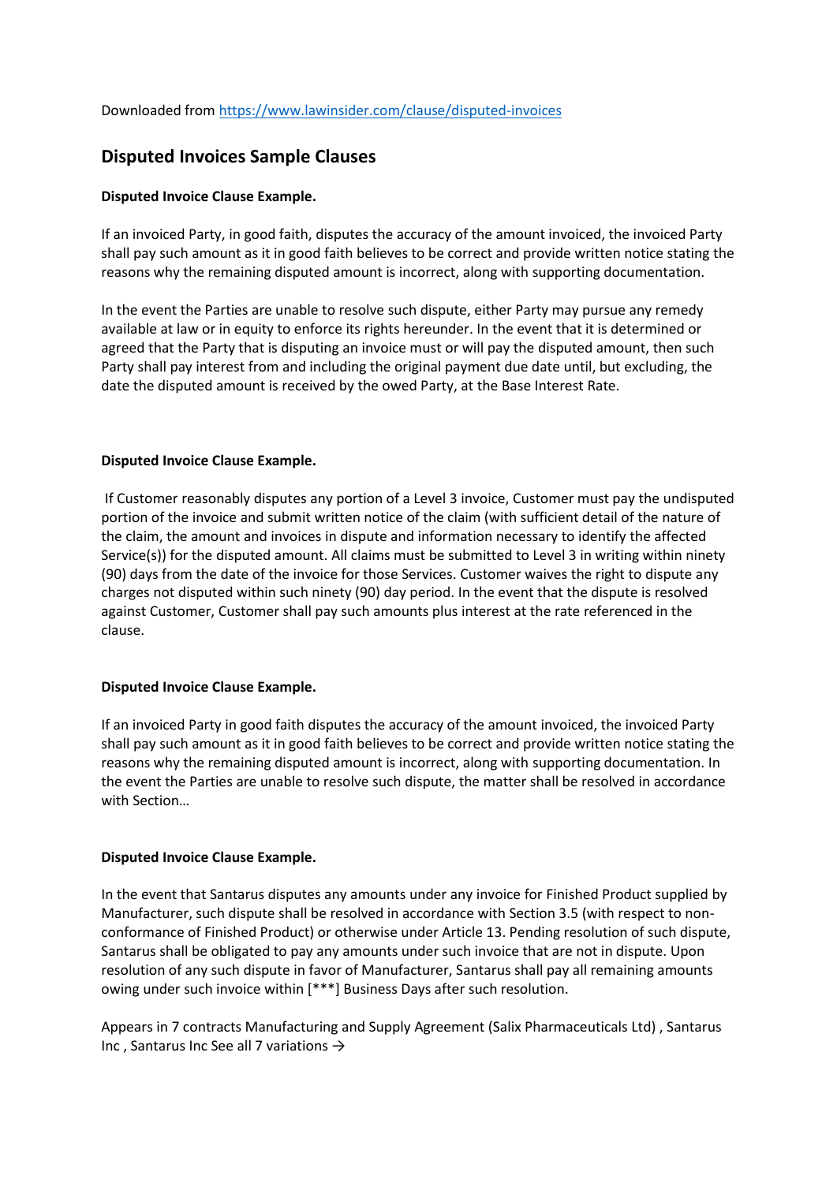Downloaded from https://www.lawinsider.com/clause/disputed-invoices

## Disputed Invoices Sample Clauses

**Disputed Invoice Clause Example.**

If an invoiced Party, in good faith, disputes the accuracy of the amount invoiced, the invoiced Party shall pay such amount as it in good faith believes to be correct and provide written notice stating the reasons why the remaining disputed amount is incorrect, along with supporting documentation.

In the event the Parties are unable to resolve such dispute, either Party may pursue any remedy available at law or in equity to enforce its rights hereunder. In the event that it is determined or agreed that the Party that is disputing an invoice must or will pay the disputed amount, then such Party shall pay interest from and including the original payment due date until, but excluding, the date the disputed amount is received by the owed Party, at the Base Interest Rate.

**Disputed Invoice Clause Example.**

If Customer reasonably disputes any portion of a Level 3 invoice, Customer must pay the undisputed portion of the invoice and submit written notice of the claim (with sufficient detail of the nature of the claim, the amount and invoices in dispute and information necessary to identify the affected Service(s)) for the disputed amount. All claims must be submitted to Level 3 in writing within ninety (90) days from the date of the invoice for those Services. Customer waives the right to dispute any charges not disputed within such ninety (90) day period. In the event that the dispute is resolved against Customer, Customer shall pay such amounts plus interest at the rate referenced in the clause.

**Disputed Invoice Clause Example.**

If an invoiced Party in good faith disputes the accuracy of the amount invoiced, the invoiced Party shall pay such amount as it in good faith believes to be correct and provide written notice stating the reasons why the remaining disputed amount is incorrect, along with supporting documentation. In the event the Parties are unable to resolve such dispute, the matter shall be resolved in accordance with Section…

**Disputed Invoice Clause Example.**

In the event that Santarus disputes any amounts under any invoice for Finished Product supplied by Manufacturer, such dispute shall be resolved in accordance with Section 3.5 (with respect to non-conformance of Finished Product) or otherwise under Article 13. Pending resolution of such dispute, Santarus shall be obligated to pay any amounts under such invoice that are not in dispute. Upon resolution of any such dispute in favor of Manufacturer, Santarus shall pay all remaining amounts owing under such invoice within [***] Business Days after such resolution.

Appears in 7 contracts Manufacturing and Supply Agreement (Salix Pharmaceuticals Ltd) , Santarus Inc , Santarus Inc See all 7 variations →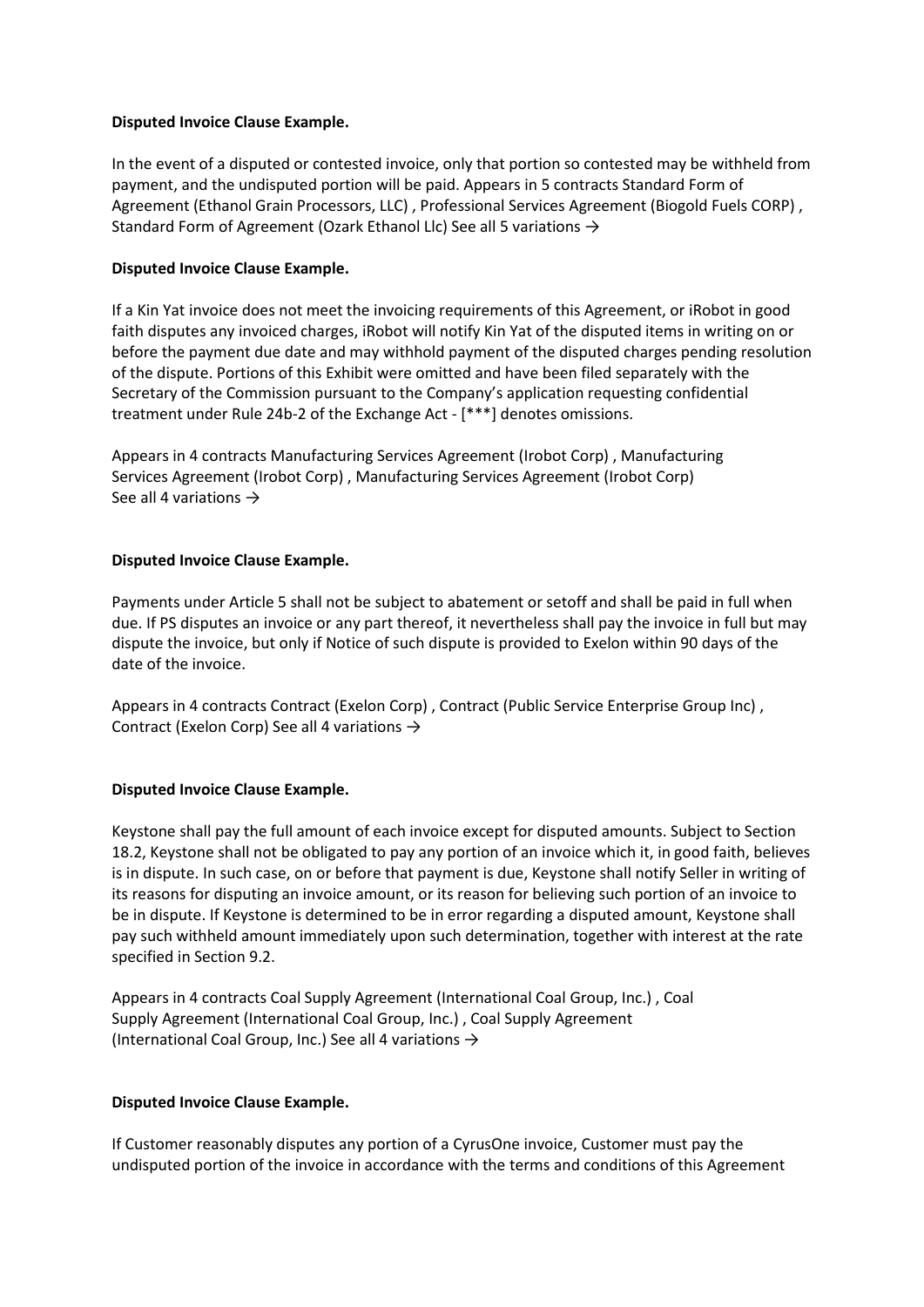**Disputed Invoice Clause Example.**

In the event of a disputed or contested invoice, only that portion so contested may be withheld from payment, and the undisputed portion will be paid. Appears in 5 contracts Standard Form of Agreement (Ethanol Grain Processors, LLC) , Professional Services Agreement (Biogold Fuels CORP) , Standard Form of Agreement (Ozark Ethanol Llc) See all 5 variations →

**Disputed Invoice Clause Example.**

If a Kin Yat invoice does not meet the invoicing requirements of this Agreement, or iRobot in good faith disputes any invoiced charges, iRobot will notify Kin Yat of the disputed items in writing on or before the payment due date and may withhold payment of the disputed charges pending resolution of the dispute. Portions of this Exhibit were omitted and have been filed separately with the Secretary of the Commission pursuant to the Company's application requesting confidential treatment under Rule 24b-2 of the Exchange Act - [***] denotes omissions.

Appears in 4 contracts Manufacturing Services Agreement (Irobot Corp) , Manufacturing Services Agreement (Irobot Corp) , Manufacturing Services Agreement (Irobot Corp) See all 4 variations →

**Disputed Invoice Clause Example.**

Payments under Article 5 shall not be subject to abatement or setoff and shall be paid in full when due. If PS disputes an invoice or any part thereof, it nevertheless shall pay the invoice in full but may dispute the invoice, but only if Notice of such dispute is provided to Exelon within 90 days of the date of the invoice.

Appears in 4 contracts Contract (Exelon Corp) , Contract (Public Service Enterprise Group Inc) , Contract (Exelon Corp) See all 4 variations →

**Disputed Invoice Clause Example.**

Keystone shall pay the full amount of each invoice except for disputed amounts. Subject to Section 18.2, Keystone shall not be obligated to pay any portion of an invoice which it, in good faith, believes is in dispute. In such case, on or before that payment is due, Keystone shall notify Seller in writing of its reasons for disputing an invoice amount, or its reason for believing such portion of an invoice to be in dispute. If Keystone is determined to be in error regarding a disputed amount, Keystone shall pay such withheld amount immediately upon such determination, together with interest at the rate specified in Section 9.2.

Appears in 4 contracts Coal Supply Agreement (International Coal Group, Inc.) , Coal Supply Agreement (International Coal Group, Inc.) , Coal Supply Agreement (International Coal Group, Inc.) See all 4 variations →

**Disputed Invoice Clause Example.**

If Customer reasonably disputes any portion of a CyrusOne invoice, Customer must pay the undisputed portion of the invoice in accordance with the terms and conditions of this Agreement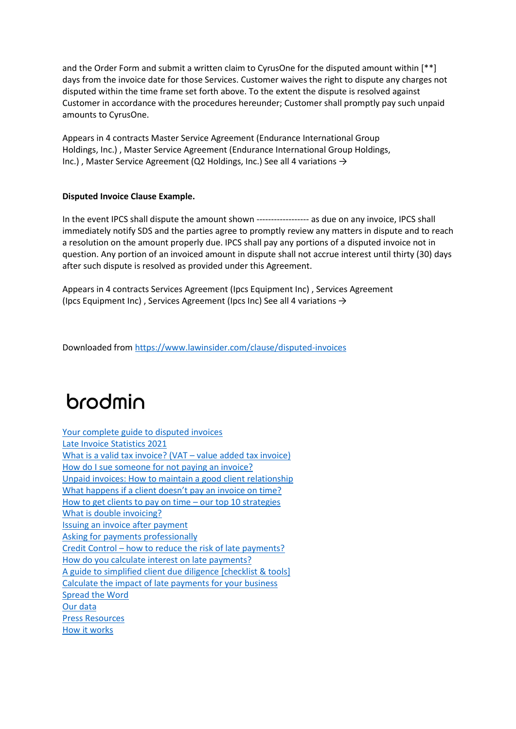and the Order Form and submit a written claim to CyrusOne for the disputed amount within [**] days from the invoice date for those Services. Customer waives the right to dispute any charges not disputed within the time frame set forth above. To the extent the dispute is resolved against Customer in accordance with the procedures hereunder; Customer shall promptly pay such unpaid amounts to CyrusOne.

Appears in 4 contracts Master Service Agreement (Endurance International Group Holdings, Inc.) , Master Service Agreement (Endurance International Group Holdings, Inc.) , Master Service Agreement (Q2 Holdings, Inc.) See all 4 variations →

**Disputed Invoice Clause Example.**

In the event IPCS shall dispute the amount shown ----------------- as due on any invoice, IPCS shall immediately notify SDS and the parties agree to promptly review any matters in dispute and to reach a resolution on the amount properly due. IPCS shall pay any portions of a disputed invoice not in question. Any portion of an invoiced amount in dispute shall not accrue interest until thirty (30) days after such dispute is resolved as provided under this Agreement.

Appears in 4 contracts Services Agreement (Ipcs Equipment Inc) , Services Agreement (Ipcs Equipment Inc) , Services Agreement (Ipcs Inc) See all 4 variations →

Downloaded from [https://www.lawinsider.com/clause/disputed-invoices](https://www.lawinsider.com/clause/disputed-invoices)

# brodmin

[Your complete guide to disputed invoices]()
[Late Invoice Statistics 2021]()
[What is a valid tax invoice? (VAT – value added tax invoice)]()
[How do I sue someone for not paying an invoice?]()
[Unpaid invoices: How to maintain a good client relationship]()
[What happens if a client doesn't pay an invoice on time?]()
[How to get clients to pay on time – our top 10 strategies]()
[What is double invoicing?]()
[Issuing an invoice after payment]()
[Asking for payments professionally]()
[Credit Control – how to reduce the risk of late payments?]()
[How do you calculate interest on late payments?]()
[A guide to simplified client due diligence [checklist & tools]]()
[Calculate the impact of late payments for your business]()
[Spread the Word]()
[Our data]()
[Press Resources]()
[How it works]()